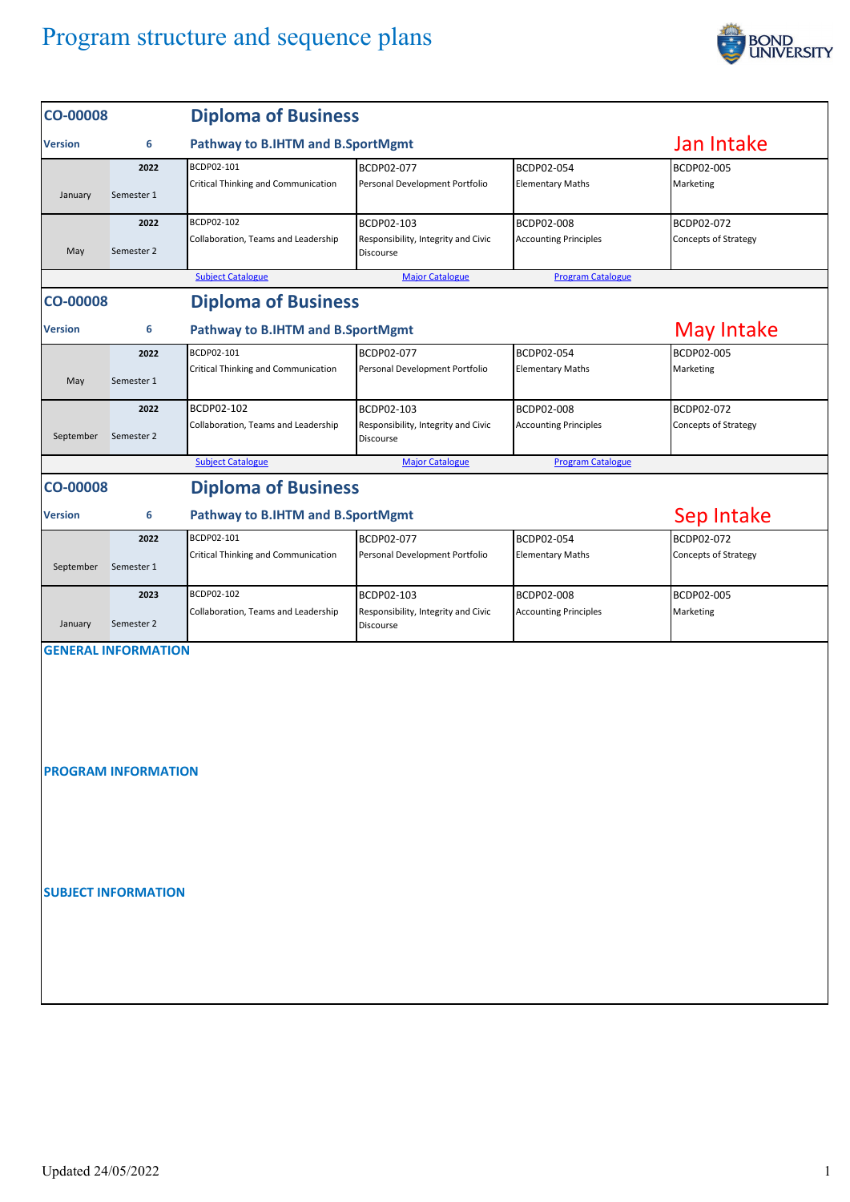# Program structure and sequence plans

## CO-00008 Diploma of Business

**Version** 6 — **Pathway to B.IHTM and B.SportMgmt** — Jan Intake

| | | | | | |
|---|---|---|---|---|---|
| January | 2022 Semester 1 | BCDP02-101 Critical Thinking and Communication | BCDP02-077 Personal Development Portfolio | BCDP02-054 Elementary Maths | BCDP02-005 Marketing |
| May | 2022 Semester 2 | BCDP02-102 Collaboration, Teams and Leadership | BCDP02-103 Responsibility, Integrity and Civic Discourse | BCDP02-008 Accounting Principles | BCDP02-072 Concepts of Strategy |

Subject Catalogue | Major Catalogue | Program Catalogue

## CO-00008 Diploma of Business

**Version** 6 — **Pathway to B.IHTM and B.SportMgmt** — May Intake

| | | | | | |
|---|---|---|---|---|---|
| May | 2022 Semester 1 | BCDP02-101 Critical Thinking and Communication | BCDP02-077 Personal Development Portfolio | BCDP02-054 Elementary Maths | BCDP02-005 Marketing |
| September | 2022 Semester 2 | BCDP02-102 Collaboration, Teams and Leadership | BCDP02-103 Responsibility, Integrity and Civic Discourse | BCDP02-008 Accounting Principles | BCDP02-072 Concepts of Strategy |

Subject Catalogue | Major Catalogue | Program Catalogue

## CO-00008 Diploma of Business

**Version** 6 — **Pathway to B.IHTM and B.SportMgmt** — Sep Intake

| | | | | | |
|---|---|---|---|---|---|
| September | 2022 Semester 1 | BCDP02-101 Critical Thinking and Communication | BCDP02-077 Personal Development Portfolio | BCDP02-054 Elementary Maths | BCDP02-072 Concepts of Strategy |
| January | 2023 Semester 2 | BCDP02-102 Collaboration, Teams and Leadership | BCDP02-103 Responsibility, Integrity and Civic Discourse | BCDP02-008 Accounting Principles | BCDP02-005 Marketing |

### GENERAL INFORMATION

### PROGRAM INFORMATION

### SUBJECT INFORMATION

Updated 24/05/2022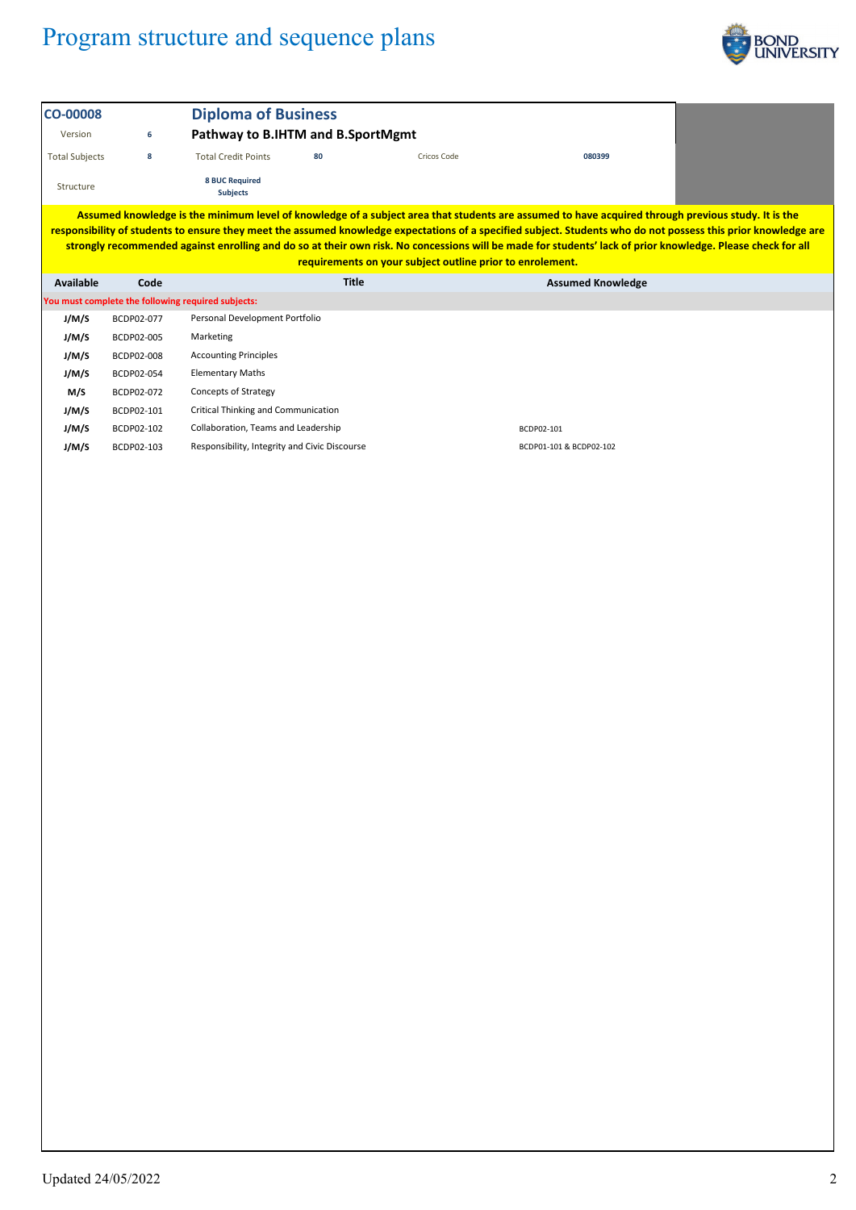# Program structure and sequence plans

| CO-00008 | | Diploma of Business | | | |
|---|---|---|---|---|---|
| Version | 6 | Pathway to B.IHTM and B.SportMgmt | | | |
| Total Subjects | 8 | Total Credit Points | 80 | Cricos Code | 080399 |
| Structure | | 8 BUC Required Subjects | | | |

**Assumed knowledge is the minimum level of knowledge of a subject area that students are assumed to have acquired through previous study. It is the responsibility of students to ensure they meet the assumed knowledge expectations of a specified subject. Students who do not possess this prior knowledge are strongly recommended against enrolling and do so at their own risk. No concessions will be made for students' lack of prior knowledge. Please check for all requirements on your subject outline prior to enrolement.**

| Available | Code | Title | Assumed Knowledge |
|---|---|---|---|
| **You must complete the following required subjects:** | | | |
| J/M/S | BCDP02-077 | Personal Development Portfolio | |
| J/M/S | BCDP02-005 | Marketing | |
| J/M/S | BCDP02-008 | Accounting Principles | |
| J/M/S | BCDP02-054 | Elementary Maths | |
| M/S | BCDP02-072 | Concepts of Strategy | |
| J/M/S | BCDP02-101 | Critical Thinking and Communication | |
| J/M/S | BCDP02-102 | Collaboration, Teams and Leadership | BCDP02-101 |
| J/M/S | BCDP02-103 | Responsibility, Integrity and Civic Discourse | BCDP01-101 & BCDP02-102 |

Updated 24/05/2022